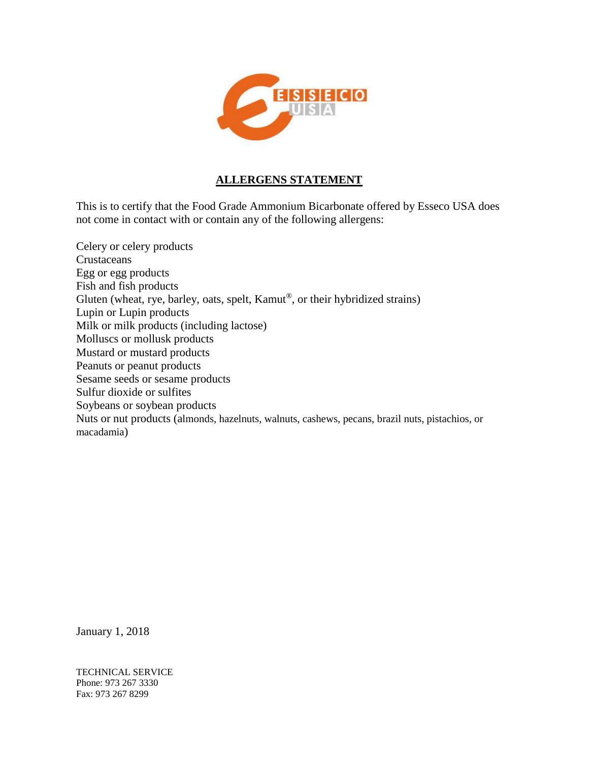ESSECO USA

## ALLERGENS STATEMENT

This is to certify that the Food Grade Ammonium Bicarbonate offered by Esseco USA does not come in contact with or contain any of the following allergens:

Celery or celery products
Crustaceans
Egg or egg products
Fish and fish products
Gluten (wheat, rye, barley, oats, spelt, Kamut®, or their hybridized strains)
Lupin or Lupin products
Milk or milk products (including lactose)
Molluscs or mollusk products
Mustard or mustard products
Peanuts or peanut products
Sesame seeds or sesame products
Sulfur dioxide or sulfites
Soybeans or soybean products
Nuts or nut products (almonds, hazelnuts, walnuts, cashews, pecans, brazil nuts, pistachios, or macadamia)

January 1, 2018

TECHNICAL SERVICE
Phone: 973 267 3330
Fax: 973 267 8299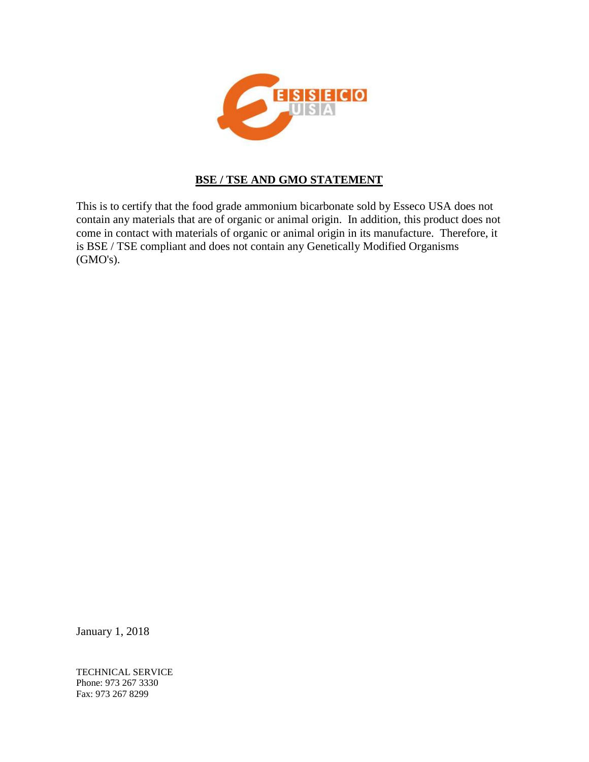## BSE / TSE AND GMO STATEMENT

This is to certify that the food grade ammonium bicarbonate sold by Esseco USA does not contain any materials that are of organic or animal origin. In addition, this product does not come in contact with materials of organic or animal origin in its manufacture. Therefore, it is BSE / TSE compliant and does not contain any Genetically Modified Organisms (GMO's).

January 1, 2018

TECHNICAL SERVICE
Phone: 973 267 3330
Fax: 973 267 8299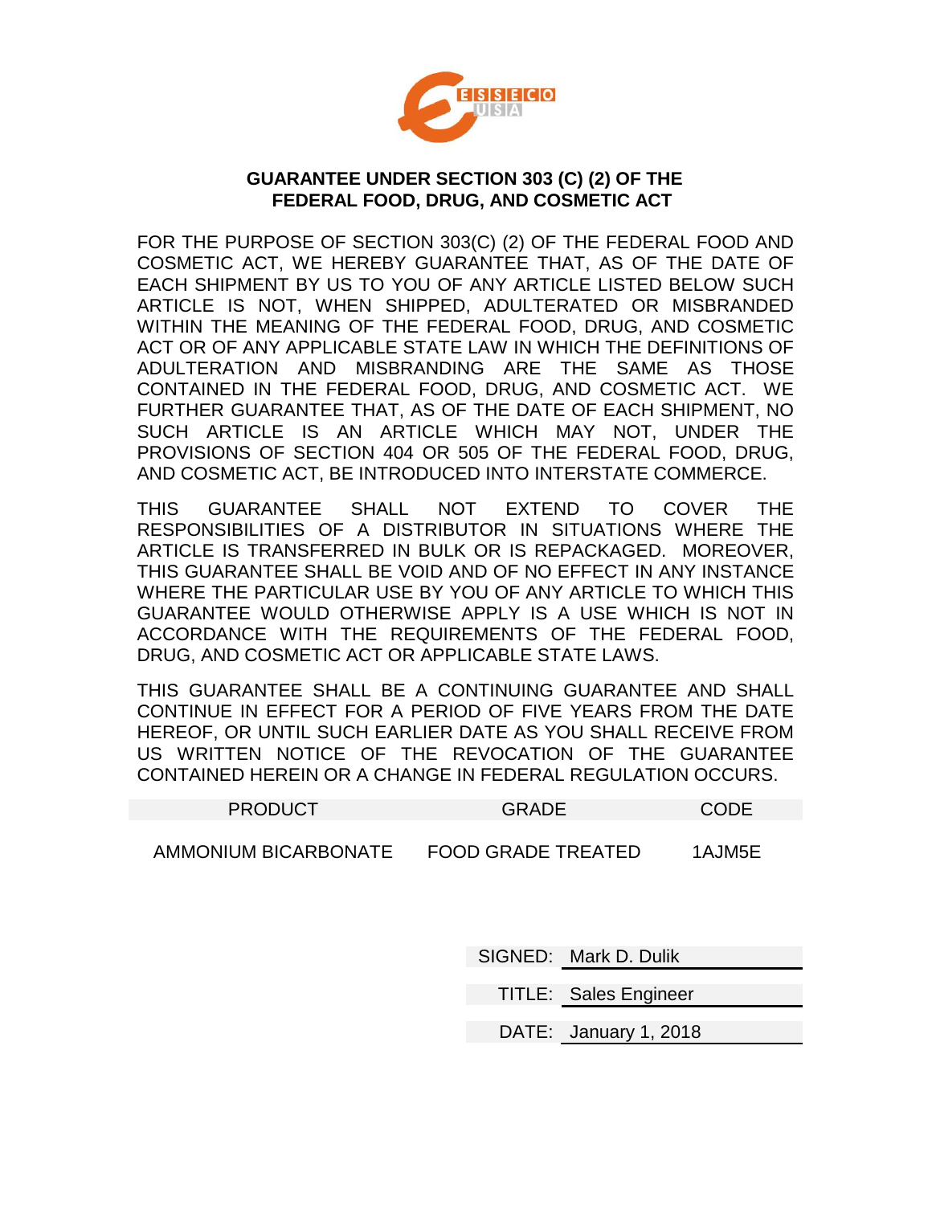ESSECO USA

## GUARANTEE UNDER SECTION 303 (C) (2) OF THE FEDERAL FOOD, DRUG, AND COSMETIC ACT

FOR THE PURPOSE OF SECTION 303(C) (2) OF THE FEDERAL FOOD AND COSMETIC ACT, WE HEREBY GUARANTEE THAT, AS OF THE DATE OF EACH SHIPMENT BY US TO YOU OF ANY ARTICLE LISTED BELOW SUCH ARTICLE IS NOT, WHEN SHIPPED, ADULTERATED OR MISBRANDED WITHIN THE MEANING OF THE FEDERAL FOOD, DRUG, AND COSMETIC ACT OR OF ANY APPLICABLE STATE LAW IN WHICH THE DEFINITIONS OF ADULTERATION AND MISBRANDING ARE THE SAME AS THOSE CONTAINED IN THE FEDERAL FOOD, DRUG, AND COSMETIC ACT. WE FURTHER GUARANTEE THAT, AS OF THE DATE OF EACH SHIPMENT, NO SUCH ARTICLE IS AN ARTICLE WHICH MAY NOT, UNDER THE PROVISIONS OF SECTION 404 OR 505 OF THE FEDERAL FOOD, DRUG, AND COSMETIC ACT, BE INTRODUCED INTO INTERSTATE COMMERCE.

THIS GUARANTEE SHALL NOT EXTEND TO COVER THE RESPONSIBILITIES OF A DISTRIBUTOR IN SITUATIONS WHERE THE ARTICLE IS TRANSFERRED IN BULK OR IS REPACKAGED. MOREOVER, THIS GUARANTEE SHALL BE VOID AND OF NO EFFECT IN ANY INSTANCE WHERE THE PARTICULAR USE BY YOU OF ANY ARTICLE TO WHICH THIS GUARANTEE WOULD OTHERWISE APPLY IS A USE WHICH IS NOT IN ACCORDANCE WITH THE REQUIREMENTS OF THE FEDERAL FOOD, DRUG, AND COSMETIC ACT OR APPLICABLE STATE LAWS.

THIS GUARANTEE SHALL BE A CONTINUING GUARANTEE AND SHALL CONTINUE IN EFFECT FOR A PERIOD OF FIVE YEARS FROM THE DATE HEREOF, OR UNTIL SUCH EARLIER DATE AS YOU SHALL RECEIVE FROM US WRITTEN NOTICE OF THE REVOCATION OF THE GUARANTEE CONTAINED HEREIN OR A CHANGE IN FEDERAL REGULATION OCCURS.

| PRODUCT | GRADE | CODE |
|---|---|---|
| AMMONIUM BICARBONATE | FOOD GRADE TREATED | 1AJM5E |

SIGNED: Mark D. Dulik

TITLE: Sales Engineer

DATE: January 1, 2018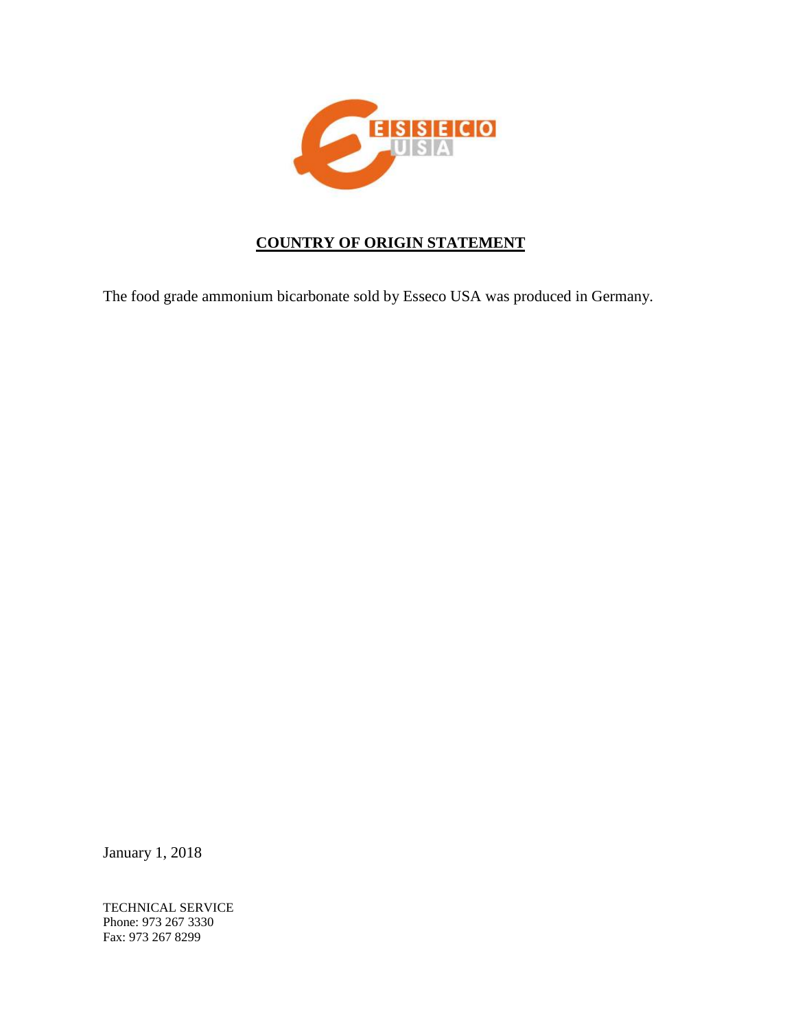# COUNTRY OF ORIGIN STATEMENT

The food grade ammonium bicarbonate sold by Esseco USA was produced in Germany.

January 1, 2018

TECHNICAL SERVICE
Phone: 973 267 3330
Fax: 973 267 8299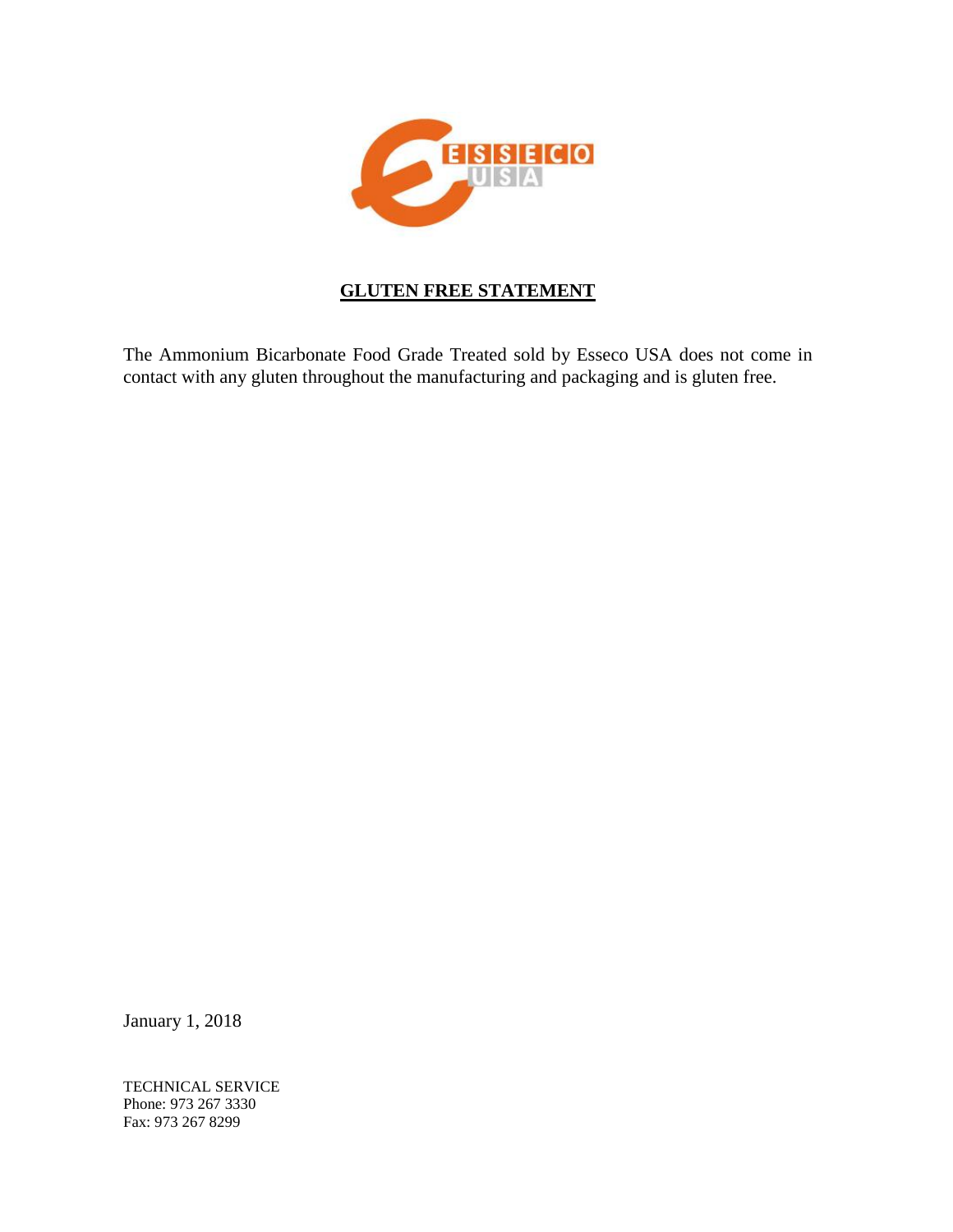# GLUTEN FREE STATEMENT

The Ammonium Bicarbonate Food Grade Treated sold by Esseco USA does not come in contact with any gluten throughout the manufacturing and packaging and is gluten free.

January 1, 2018

TECHNICAL SERVICE
Phone: 973 267 3330
Fax: 973 267 8299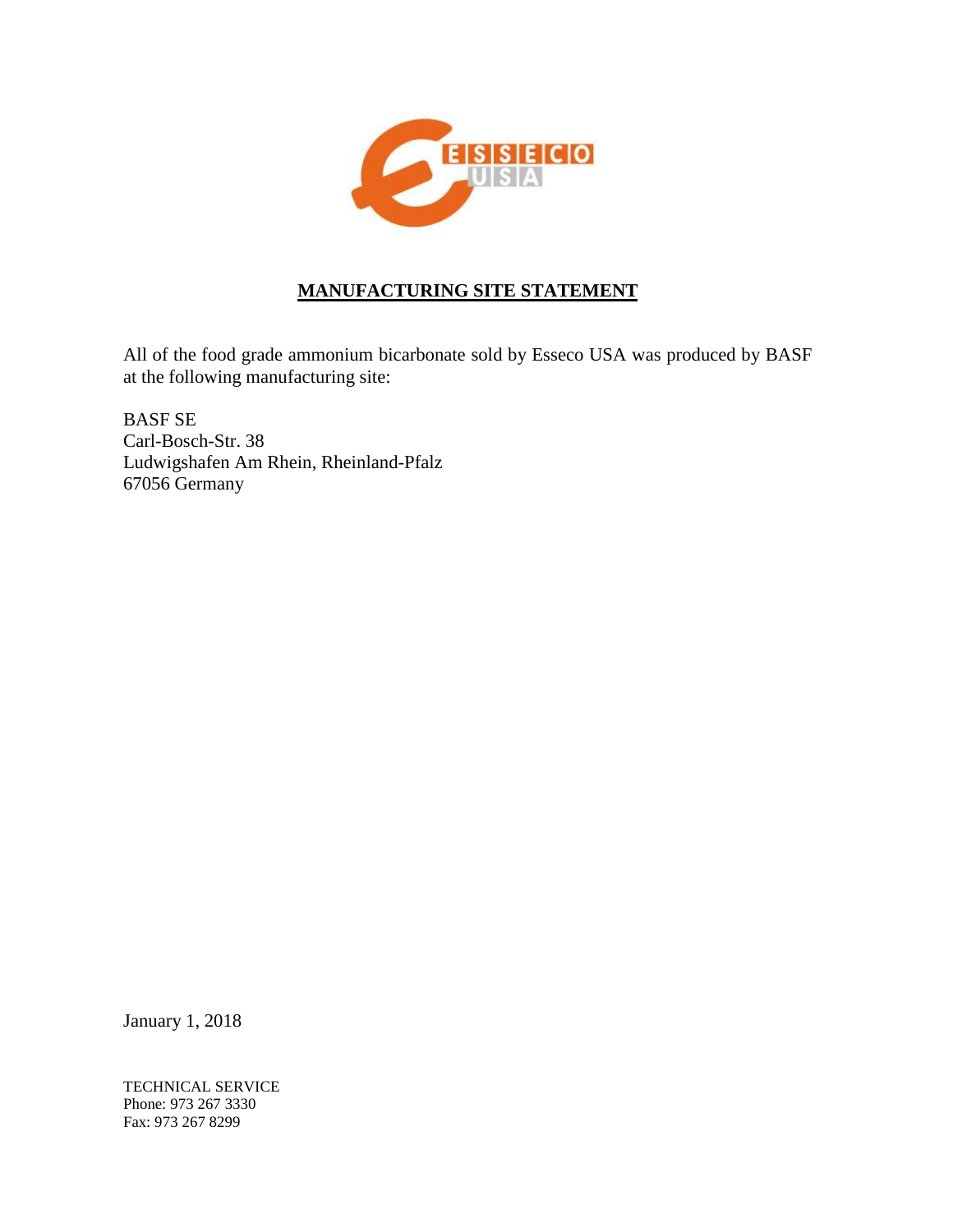## MANUFACTURING SITE STATEMENT

All of the food grade ammonium bicarbonate sold by Esseco USA was produced by BASF at the following manufacturing site:

BASF SE
Carl-Bosch-Str. 38
Ludwigshafen Am Rhein, Rheinland-Pfalz
67056 Germany

January 1, 2018

TECHNICAL SERVICE
Phone: 973 267 3330
Fax: 973 267 8299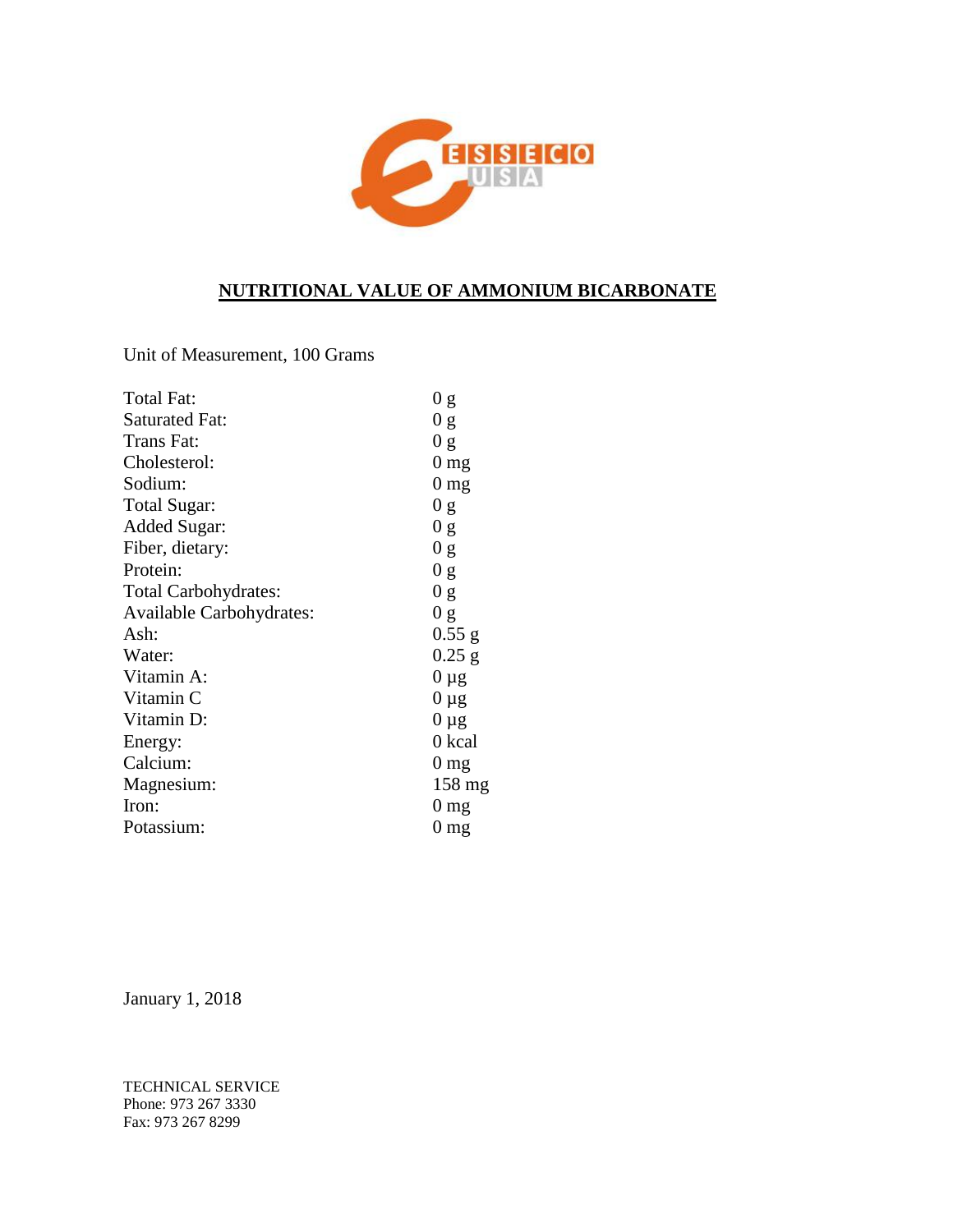ESSECO USA

## NUTRITIONAL VALUE OF AMMONIUM BICARBONATE

Unit of Measurement, 100 Grams

| | |
|---|---|
| Total Fat: | 0 g |
| Saturated Fat: | 0 g |
| Trans Fat: | 0 g |
| Cholesterol: | 0 mg |
| Sodium: | 0 mg |
| Total Sugar: | 0 g |
| Added Sugar: | 0 g |
| Fiber, dietary: | 0 g |
| Protein: | 0 g |
| Total Carbohydrates: | 0 g |
| Available Carbohydrates: | 0 g |
| Ash: | 0.55 g |
| Water: | 0.25 g |
| Vitamin A: | 0 µg |
| Vitamin C | 0 µg |
| Vitamin D: | 0 µg |
| Energy: | 0 kcal |
| Calcium: | 0 mg |
| Magnesium: | 158 mg |
| Iron: | 0 mg |
| Potassium: | 0 mg |

January 1, 2018

TECHNICAL SERVICE
Phone: 973 267 3330
Fax: 973 267 8299